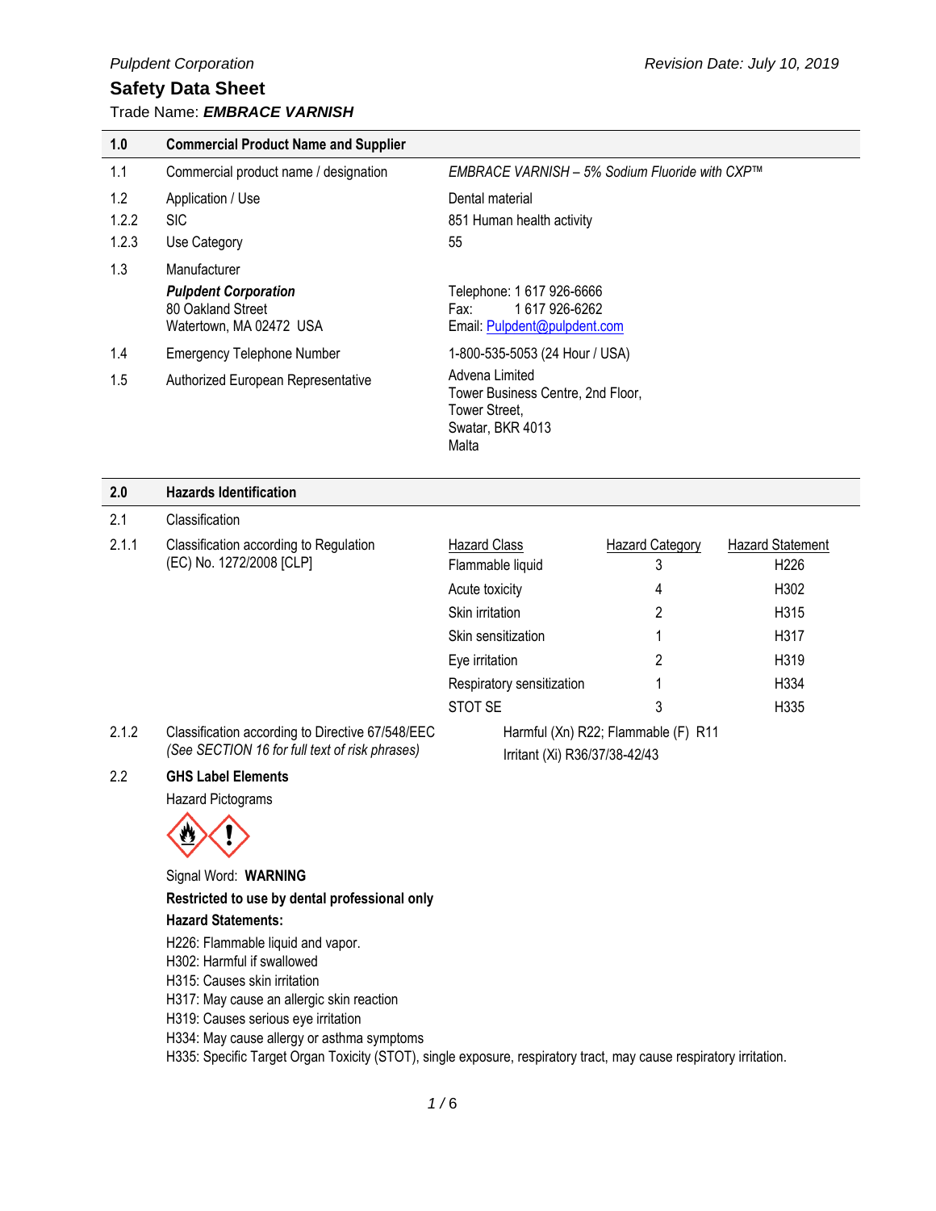*Pulpdent Corporation*

*Revision Date: July 10, 2019*

## Safety Data Sheet

Trade Name: ***EMBRACE VARNISH***

| 1.0 | Commercial Product Name and Supplier | |
|---|---|---|
| 1.1 | Commercial product name / designation | *EMBRACE VARNISH – 5% Sodium Fluoride with CXP™* |
| 1.2 | Application / Use | Dental material |
| 1.2.2 | SIC | 851 Human health activity |
| 1.2.3 | Use Category | 55 |
| 1.3 | Manufacturer<br>***Pulpdent Corporation***<br>80 Oakland Street<br>Watertown, MA 02472 USA | Telephone: 1 617 926-6666<br>Fax: 1 617 926-6262<br>Email: Pulpdent@pulpdent.com |
| 1.4 | Emergency Telephone Number | 1-800-535-5053 (24 Hour / USA) |
| 1.5 | Authorized European Representative | Advena Limited<br>Tower Business Centre, 2nd Floor,<br>Tower Street,<br>Swatar, BKR 4013<br>Malta |

### 2.0 Hazards Identification

2.1 Classification

2.1.1 Classification according to Regulation (EC) No. 1272/2008 [CLP]

| Hazard Class | Hazard Category | Hazard Statement |
|---|---|---|
| Flammable liquid | 3 | H226 |
| Acute toxicity | 4 | H302 |
| Skin irritation | 2 | H315 |
| Skin sensitization | 1 | H317 |
| Eye irritation | 2 | H319 |
| Respiratory sensitization | 1 | H334 |
| STOT SE | 3 | H335 |

2.1.2 Classification according to Directive 67/548/EEC *(See SECTION 16 for full text of risk phrases)*

Harmful (Xn) R22; Flammable (F) R11

Irritant (Xi) R36/37/38-42/43

2.2 **GHS Label Elements**

Hazard Pictograms

Signal Word: **WARNING**

**Restricted to use by dental professional only**

**Hazard Statements:**

H226: Flammable liquid and vapor.
H302: Harmful if swallowed
H315: Causes skin irritation
H317: May cause an allergic skin reaction
H319: Causes serious eye irritation
H334: May cause allergy or asthma symptoms
H335: Specific Target Organ Toxicity (STOT), single exposure, respiratory tract, may cause respiratory irritation.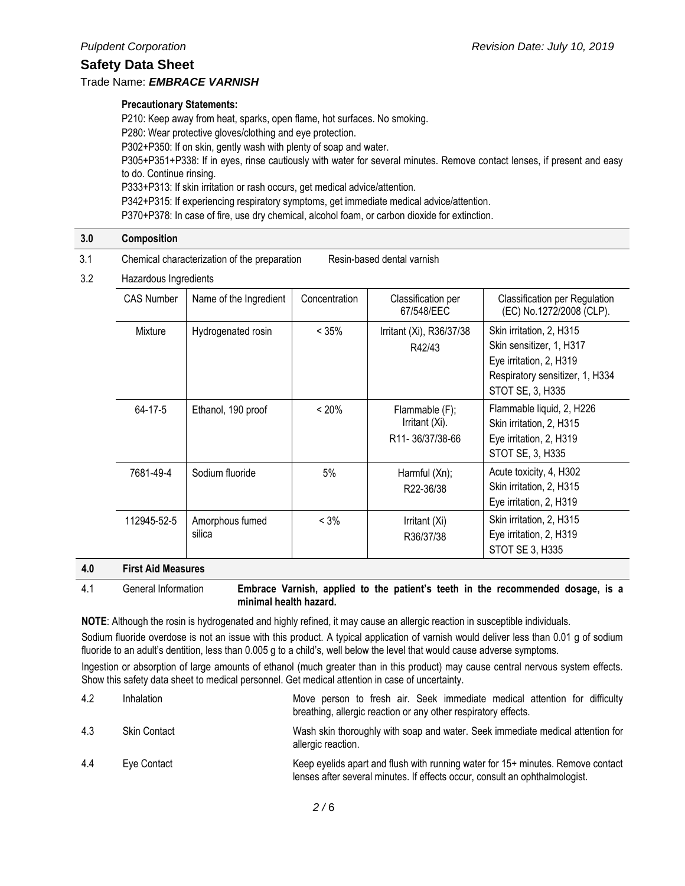**Precautionary Statements:**

P210: Keep away from heat, sparks, open flame, hot surfaces. No smoking.

P280: Wear protective gloves/clothing and eye protection.

P302+P350: If on skin, gently wash with plenty of soap and water.

P305+P351+P338: If in eyes, rinse cautiously with water for several minutes. Remove contact lenses, if present and easy to do. Continue rinsing.

P333+P313: If skin irritation or rash occurs, get medical advice/attention.

P342+P315: If experiencing respiratory symptoms, get immediate medical advice/attention.

P370+P378: In case of fire, use dry chemical, alcohol foam, or carbon dioxide for extinction.

## 3.0 Composition

3.1 Chemical characterization of the preparation — Resin-based dental varnish

3.2 Hazardous Ingredients

| CAS Number | Name of the Ingredient | Concentration | Classification per 67/548/EEC | Classification per Regulation (EC) No.1272/2008 (CLP). |
|---|---|---|---|---|
| Mixture | Hydrogenated rosin | < 35% | Irritant (Xi), R36/37/38 R42/43 | Skin irritation, 2, H315<br>Skin sensitizer, 1, H317<br>Eye irritation, 2, H319<br>Respiratory sensitizer, 1, H334<br>STOT SE, 3, H335 |
| 64-17-5 | Ethanol, 190 proof | < 20% | Flammable (F); Irritant (Xi). R11- 36/37/38-66 | Flammable liquid, 2, H226<br>Skin irritation, 2, H315<br>Eye irritation, 2, H319<br>STOT SE, 3, H335 |
| 7681-49-4 | Sodium fluoride | 5% | Harmful (Xn); R22-36/38 | Acute toxicity, 4, H302<br>Skin irritation, 2, H315<br>Eye irritation, 2, H319 |
| 112945-52-5 | Amorphous fumed silica | < 3% | Irritant (Xi) R36/37/38 | Skin irritation, 2, H315<br>Eye irritation, 2, H319<br>STOT SE 3, H335 |

## 4.0 First Aid Measures

4.1 General Information — **Embrace Varnish, applied to the patient's teeth in the recommended dosage, is a minimal health hazard.**

**NOTE**: Although the rosin is hydrogenated and highly refined, it may cause an allergic reaction in susceptible individuals.

Sodium fluoride overdose is not an issue with this product. A typical application of varnish would deliver less than 0.01 g of sodium fluoride to an adult's dentition, less than 0.005 g to a child's, well below the level that would cause adverse symptoms.

Ingestion or absorption of large amounts of ethanol (much greater than in this product) may cause central nervous system effects. Show this safety data sheet to medical personnel. Get medical attention in case of uncertainty.

4.2 Inhalation — Move person to fresh air. Seek immediate medical attention for difficulty breathing, allergic reaction or any other respiratory effects.

4.3 Skin Contact — Wash skin thoroughly with soap and water. Seek immediate medical attention for allergic reaction.

4.4 Eye Contact — Keep eyelids apart and flush with running water for 15+ minutes. Remove contact lenses after several minutes. If effects occur, consult an ophthalmologist.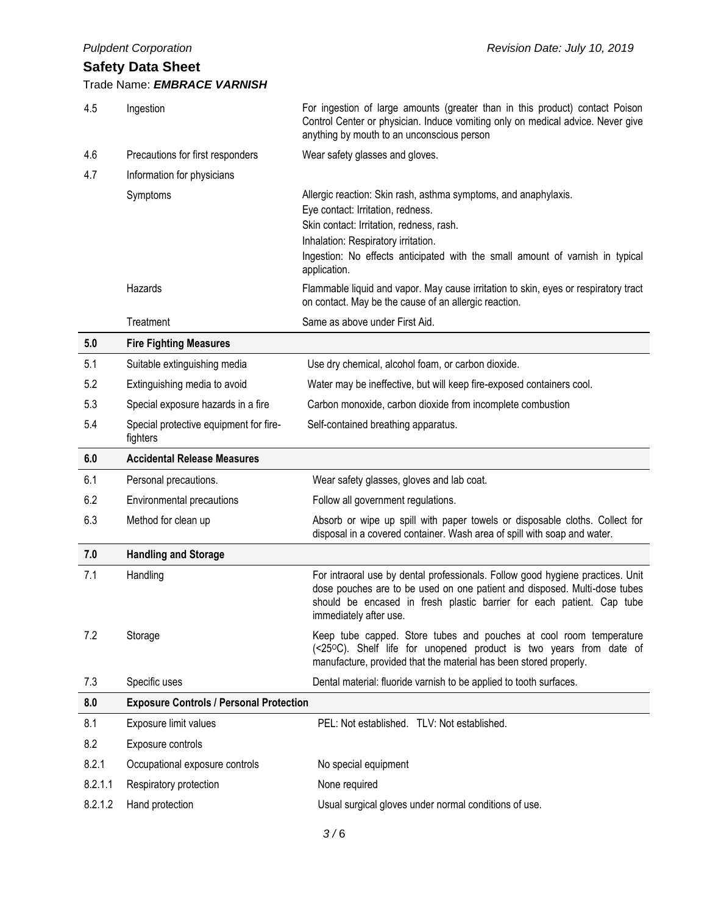| | | |
|---|---|---|
| 4.5 | Ingestion | For ingestion of large amounts (greater than in this product) contact Poison Control Center or physician. Induce vomiting only on medical advice. Never give anything by mouth to an unconscious person |
| 4.6 | Precautions for first responders | Wear safety glasses and gloves. |
| 4.7 | Information for physicians | |
| | Symptoms | Allergic reaction: Skin rash, asthma symptoms, and anaphylaxis.<br>Eye contact: Irritation, redness.<br>Skin contact: Irritation, redness, rash.<br>Inhalation: Respiratory irritation.<br>Ingestion: No effects anticipated with the small amount of varnish in typical application. |
| | Hazards | Flammable liquid and vapor. May cause irritation to skin, eyes or respiratory tract on contact. May be the cause of an allergic reaction. |
| | Treatment | Same as above under First Aid. |

| **5.0** | **Fire Fighting Measures** | |
|---|---|---|
| 5.1 | Suitable extinguishing media | Use dry chemical, alcohol foam, or carbon dioxide. |
| 5.2 | Extinguishing media to avoid | Water may be ineffective, but will keep fire-exposed containers cool. |
| 5.3 | Special exposure hazards in a fire | Carbon monoxide, carbon dioxide from incomplete combustion |
| 5.4 | Special protective equipment for fire-fighters | Self-contained breathing apparatus. |

| **6.0** | **Accidental Release Measures** | |
|---|---|---|
| 6.1 | Personal precautions. | Wear safety glasses, gloves and lab coat. |
| 6.2 | Environmental precautions | Follow all government regulations. |
| 6.3 | Method for clean up | Absorb or wipe up spill with paper towels or disposable cloths. Collect for disposal in a covered container. Wash area of spill with soap and water. |

| **7.0** | **Handling and Storage** | |
|---|---|---|
| 7.1 | Handling | For intraoral use by dental professionals. Follow good hygiene practices. Unit dose pouches are to be used on one patient and disposed. Multi-dose tubes should be encased in fresh plastic barrier for each patient. Cap tube immediately after use. |
| 7.2 | Storage | Keep tube capped. Store tubes and pouches at cool room temperature (<25$^{O}$C). Shelf life for unopened product is two years from date of manufacture, provided that the material has been stored properly. |
| 7.3 | Specific uses | Dental material: fluoride varnish to be applied to tooth surfaces. |

| **8.0** | **Exposure Controls / Personal Protection** | |
|---|---|---|
| 8.1 | Exposure limit values | PEL: Not established. TLV: Not established. |
| 8.2 | Exposure controls | |
| 8.2.1 | Occupational exposure controls | No special equipment |
| 8.2.1.1 | Respiratory protection | None required |
| 8.2.1.2 | Hand protection | Usual surgical gloves under normal conditions of use. |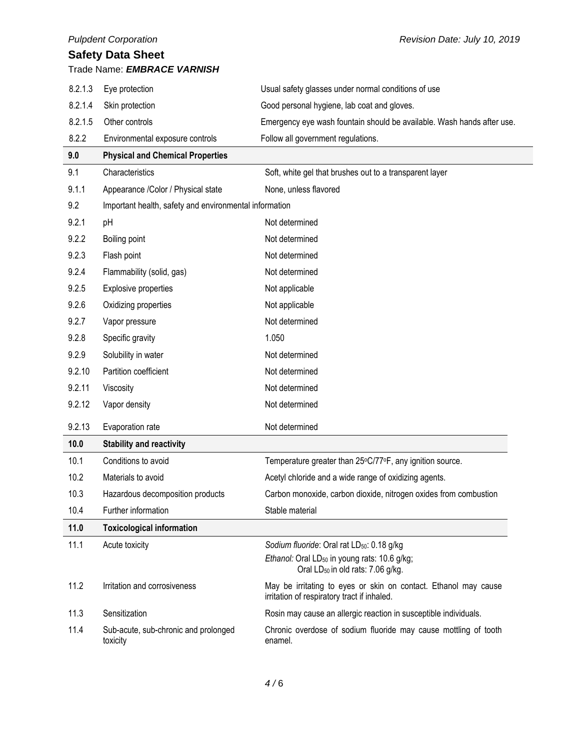| | | |
|---|---|---|
| 8.2.1.3 | Eye protection | Usual safety glasses under normal conditions of use |
| 8.2.1.4 | Skin protection | Good personal hygiene, lab coat and gloves. |
| 8.2.1.5 | Other controls | Emergency eye wash fountain should be available. Wash hands after use. |
| 8.2.2 | Environmental exposure controls | Follow all government regulations. |

| **9.0** | **Physical and Chemical Properties** | |
|---|---|---|
| 9.1 | Characteristics | Soft, white gel that brushes out to a transparent layer |
| 9.1.1 | Appearance /Color / Physical state | None, unless flavored |
| 9.2 | Important health, safety and environmental information | |
| 9.2.1 | pH | Not determined |
| 9.2.2 | Boiling point | Not determined |
| 9.2.3 | Flash point | Not determined |
| 9.2.4 | Flammability (solid, gas) | Not determined |
| 9.2.5 | Explosive properties | Not applicable |
| 9.2.6 | Oxidizing properties | Not applicable |
| 9.2.7 | Vapor pressure | Not determined |
| 9.2.8 | Specific gravity | 1.050 |
| 9.2.9 | Solubility in water | Not determined |
| 9.2.10 | Partition coefficient | Not determined |
| 9.2.11 | Viscosity | Not determined |
| 9.2.12 | Vapor density | Not determined |
| 9.2.13 | Evaporation rate | Not determined |

| **10.0** | **Stability and reactivity** | |
|---|---|---|
| 10.1 | Conditions to avoid | Temperature greater than 25°C/77°F, any ignition source. |
| 10.2 | Materials to avoid | Acetyl chloride and a wide range of oxidizing agents. |
| 10.3 | Hazardous decomposition products | Carbon monoxide, carbon dioxide, nitrogen oxides from combustion |
| 10.4 | Further information | Stable material |

| **11.0** | **Toxicological information** | |
|---|---|---|
| 11.1 | Acute toxicity | *Sodium fluoride*: Oral rat $LD_{50}$: 0.18 g/kg<br>*Ethanol:* Oral $LD_{50}$ in young rats: 10.6 g/kg;<br>Oral $LD_{50}$ in old rats: 7.06 g/kg. |
| 11.2 | Irritation and corrosiveness | May be irritating to eyes or skin on contact. Ethanol may cause irritation of respiratory tract if inhaled. |
| 11.3 | Sensitization | Rosin may cause an allergic reaction in susceptible individuals. |
| 11.4 | Sub-acute, sub-chronic and prolonged toxicity | Chronic overdose of sodium fluoride may cause mottling of tooth enamel. |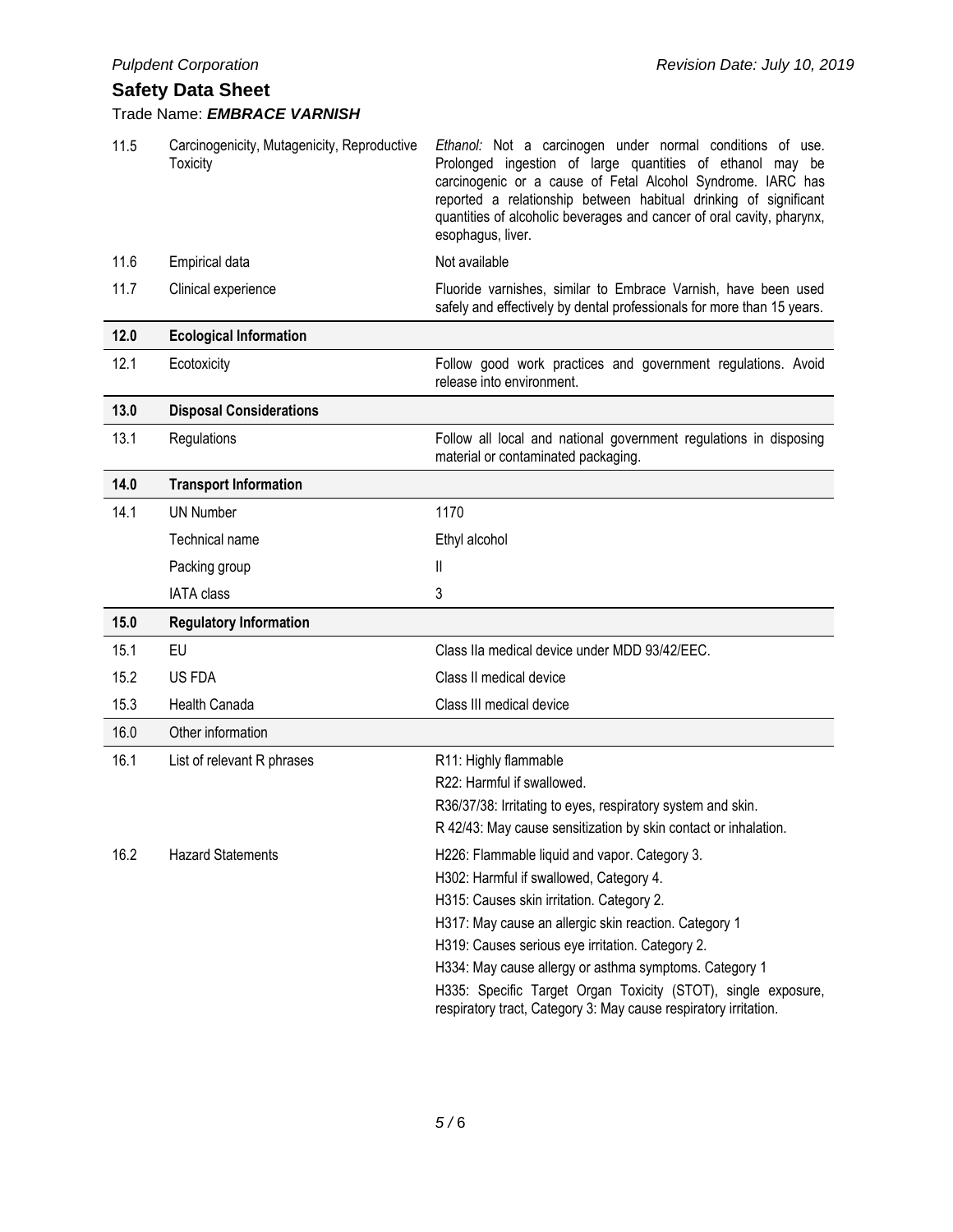| | | |
|---|---|---|
| 11.5 | Carcinogenicity, Mutagenicity, Reproductive Toxicity | *Ethanol:* Not a carcinogen under normal conditions of use. Prolonged ingestion of large quantities of ethanol may be carcinogenic or a cause of Fetal Alcohol Syndrome. IARC has reported a relationship between habitual drinking of significant quantities of alcoholic beverages and cancer of oral cavity, pharynx, esophagus, liver. |
| 11.6 | Empirical data | Not available |
| 11.7 | Clinical experience | Fluoride varnishes, similar to Embrace Varnish, have been used safely and effectively by dental professionals for more than 15 years. |
| **12.0** | **Ecological Information** | |
| 12.1 | Ecotoxicity | Follow good work practices and government regulations. Avoid release into environment. |
| **13.0** | **Disposal Considerations** | |
| 13.1 | Regulations | Follow all local and national government regulations in disposing material or contaminated packaging. |
| **14.0** | **Transport Information** | |
| 14.1 | UN Number | 1170 |
| | Technical name | Ethyl alcohol |
| | Packing group | II |
| | IATA class | 3 |
| **15.0** | **Regulatory Information** | |
| 15.1 | EU | Class IIa medical device under MDD 93/42/EEC. |
| 15.2 | US FDA | Class II medical device |
| 15.3 | Health Canada | Class III medical device |
| 16.0 | Other information | |
| 16.1 | List of relevant R phrases | R11: Highly flammable<br>R22: Harmful if swallowed.<br>R36/37/38: Irritating to eyes, respiratory system and skin.<br>R 42/43: May cause sensitization by skin contact or inhalation. |
| 16.2 | Hazard Statements | H226: Flammable liquid and vapor. Category 3.<br>H302: Harmful if swallowed, Category 4.<br>H315: Causes skin irritation. Category 2.<br>H317: May cause an allergic skin reaction. Category 1<br>H319: Causes serious eye irritation. Category 2.<br>H334: May cause allergy or asthma symptoms. Category 1<br>H335: Specific Target Organ Toxicity (STOT), single exposure, respiratory tract, Category 3: May cause respiratory irritation. |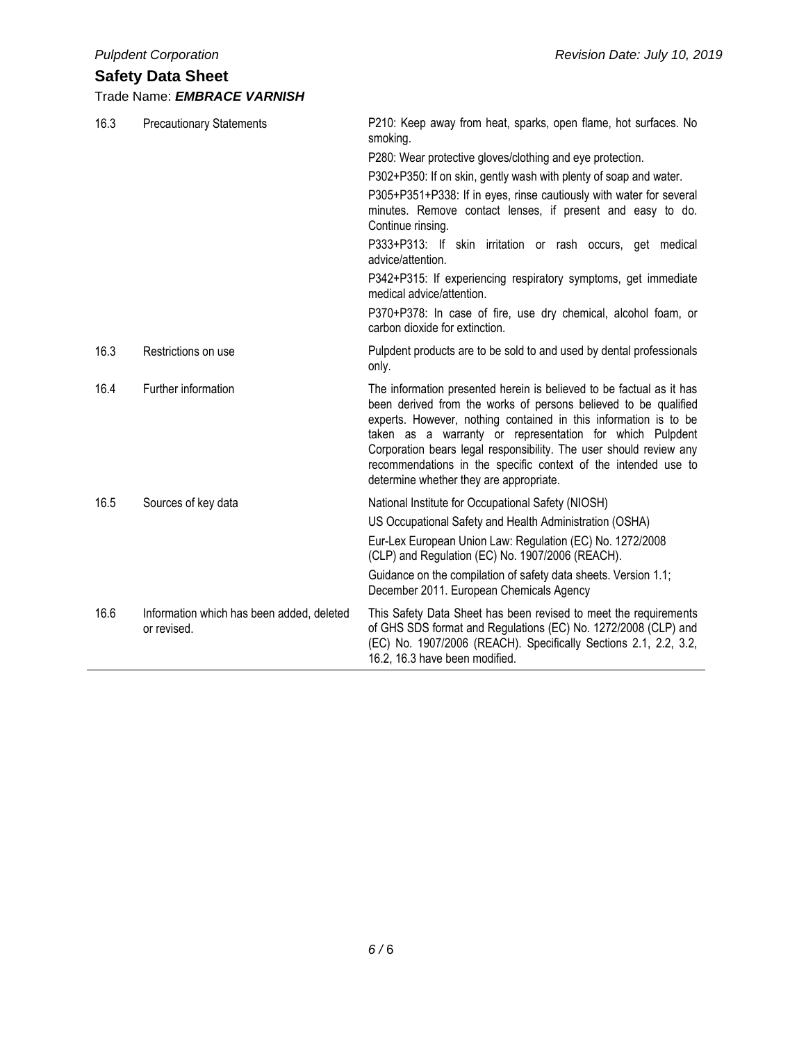| | | |
|---|---|---|
| 16.3 | Precautionary Statements | P210: Keep away from heat, sparks, open flame, hot surfaces. No smoking.<br>P280: Wear protective gloves/clothing and eye protection.<br>P302+P350: If on skin, gently wash with plenty of soap and water.<br>P305+P351+P338: If in eyes, rinse cautiously with water for several minutes. Remove contact lenses, if present and easy to do. Continue rinsing.<br>P333+P313: If skin irritation or rash occurs, get medical advice/attention.<br>P342+P315: If experiencing respiratory symptoms, get immediate medical advice/attention.<br>P370+P378: In case of fire, use dry chemical, alcohol foam, or carbon dioxide for extinction. |
| 16.3 | Restrictions on use | Pulpdent products are to be sold to and used by dental professionals only. |
| 16.4 | Further information | The information presented herein is believed to be factual as it has been derived from the works of persons believed to be qualified experts. However, nothing contained in this information is to be taken as a warranty or representation for which Pulpdent Corporation bears legal responsibility. The user should review any recommendations in the specific context of the intended use to determine whether they are appropriate. |
| 16.5 | Sources of key data | National Institute for Occupational Safety (NIOSH)<br>US Occupational Safety and Health Administration (OSHA)<br>Eur-Lex European Union Law: Regulation (EC) No. 1272/2008 (CLP) and Regulation (EC) No. 1907/2006 (REACH).<br>Guidance on the compilation of safety data sheets. Version 1.1; December 2011. European Chemicals Agency |
| 16.6 | Information which has been added, deleted or revised. | This Safety Data Sheet has been revised to meet the requirements of GHS SDS format and Regulations (EC) No. 1272/2008 (CLP) and (EC) No. 1907/2006 (REACH). Specifically Sections 2.1, 2.2, 3.2, 16.2, 16.3 have been modified. |